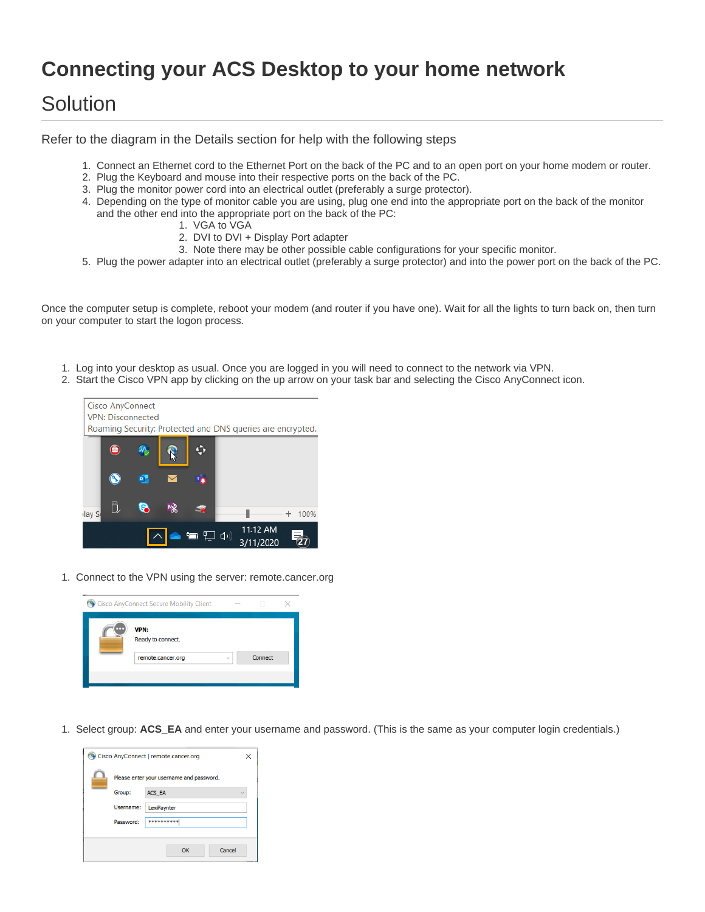# Connecting your ACS Desktop to your home network

## Solution

Refer to the diagram in the Details section for help with the following steps

1. Connect an Ethernet cord to the Ethernet Port on the back of the PC and to an open port on your home modem or router.
2. Plug the Keyboard and mouse into their respective ports on the back of the PC.
3. Plug the monitor power cord into an electrical outlet (preferably a surge protector).
4. Depending on the type of monitor cable you are using, plug one end into the appropriate port on the back of the monitor and the other end into the appropriate port on the back of the PC:
    1. VGA to VGA
    2. DVI to DVI + Display Port adapter
    3. Note there may be other possible cable configurations for your specific monitor.
5. Plug the power adapter into an electrical outlet (preferably a surge protector) and into the power port on the back of the PC.

Once the computer setup is complete, reboot your modem (and router if you have one). Wait for all the lights to turn back on, then turn on your computer to start the logon process.

1. Log into your desktop as usual. Once you are logged in you will need to connect to the network via VPN.
2. Start the Cisco VPN app by clicking on the up arrow on your task bar and selecting the Cisco AnyConnect icon.

1. Connect to the VPN using the server: remote.cancer.org

1. Select group: **ACS_EA** and enter your username and password. (This is the same as your computer login credentials.)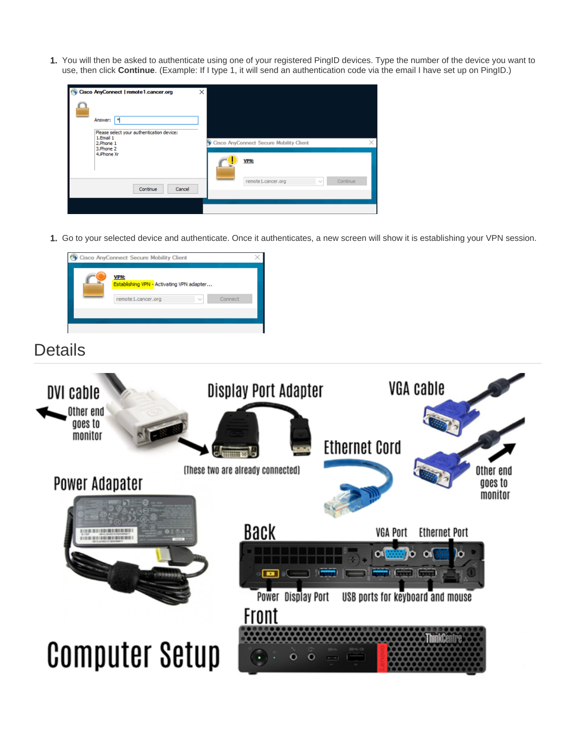1. You will then be asked to authenticate using one of your registered PingID devices. Type the number of the device you want to use, then click **Continue**. (Example: If I type 1, it will send an authentication code via the email I have set up on PingID.)

1. Go to your selected device and authenticate. Once it authenticates, a new screen will show it is establishing your VPN session.

## Details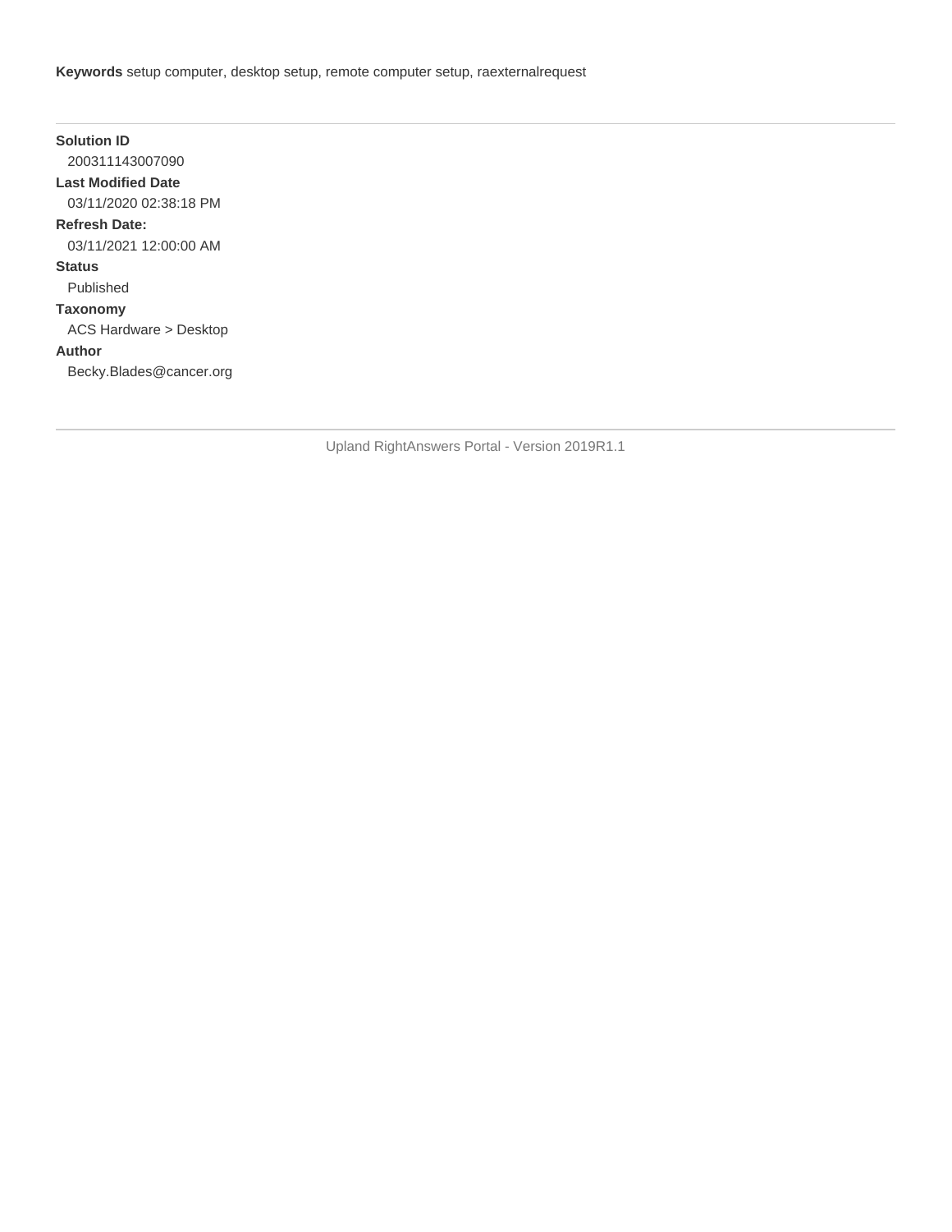**Keywords** setup computer, desktop setup, remote computer setup, raexternalrequest

---

**Solution ID**
200311143007090

**Last Modified Date**
03/11/2020 02:38:18 PM

**Refresh Date:**
03/11/2021 12:00:00 AM

**Status**
Published

**Taxonomy**
ACS Hardware > Desktop

**Author**
Becky.Blades@cancer.org

---

Upland RightAnswers Portal - Version 2019R1.1